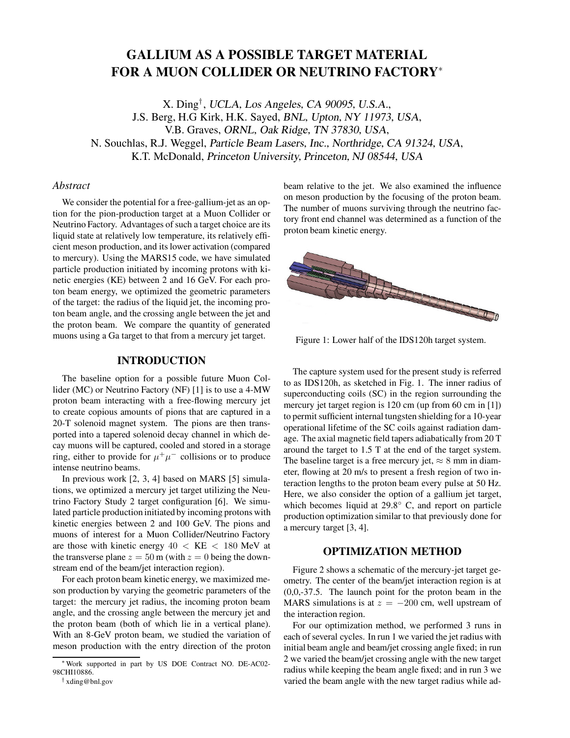# GALLIUM AS A POSSIBLE TARGET MATERIAL FOR A MUON COLLIDER OR NEUTRINO FACTORY*

X. Ding†, *UCLA, Los Angeles, CA 90095, U.S.A.*,
J.S. Berg, H.G Kirk, H.K. Sayed, *BNL, Upton, NY 11973, USA*,
V.B. Graves, *ORNL, Oak Ridge, TN 37830, USA*,
N. Souchlas, R.J. Weggel, *Particle Beam Lasers, Inc., Northridge, CA 91324, USA*,
K.T. McDonald, *Princeton University, Princeton, NJ 08544, USA*

## *Abstract*

We consider the potential for a free-gallium-jet as an option for the pion-production target at a Muon Collider or Neutrino Factory. Advantages of such a target choice are its liquid state at relatively low temperature, its relatively efficient meson production, and its lower activation (compared to mercury). Using the MARS15 code, we have simulated particle production initiated by incoming protons with kinetic energies (KE) between 2 and 16 GeV. For each proton beam energy, we optimized the geometric parameters of the target: the radius of the liquid jet, the incoming proton beam angle, and the crossing angle between the jet and the proton beam. We compare the quantity of generated muons using a Ga target to that from a mercury jet target.

## INTRODUCTION

The baseline option for a possible future Muon Collider (MC) or Neutrino Factory (NF) [1] is to use a 4-MW proton beam interacting with a free-flowing mercury jet to create copious amounts of pions that are captured in a 20-T solenoid magnet system. The pions are then transported into a tapered solenoid decay channel in which decay muons will be captured, cooled and stored in a storage ring, either to provide for $\mu^+\mu^-$ collisions or to produce intense neutrino beams.

In previous work [2, 3, 4] based on MARS [5] simulations, we optimized a mercury jet target utilizing the Neutrino Factory Study 2 target configuration [6]. We simulated particle production initiated by incoming protons with kinetic energies between 2 and 100 GeV. The pions and muons of interest for a Muon Collider/Neutrino Factory are those with kinetic energy $40 < \text{KE} < 180$ MeV at the transverse plane $z = 50$ m (with $z = 0$ being the downstream end of the beam/jet interaction region).

For each proton beam kinetic energy, we maximized meson production by varying the geometric parameters of the target: the mercury jet radius, the incoming proton beam angle, and the crossing angle between the mercury jet and the proton beam (both of which lie in a vertical plane). With an 8-GeV proton beam, we studied the variation of meson production with the entry direction of the proton beam relative to the jet. We also examined the influence on meson production by the focusing of the proton beam. The number of muons surviving through the neutrino factory front end channel was determined as a function of the proton beam kinetic energy.

Figure 1: Lower half of the IDS120h target system.

The capture system used for the present study is referred to as IDS120h, as sketched in Fig. 1. The inner radius of superconducting coils (SC) in the region surrounding the mercury jet target region is 120 cm (up from 60 cm in [1]) to permit sufficient internal tungsten shielding for a 10-year operational lifetime of the SC coils against radiation damage. The axial magnetic field tapers adiabatically from 20 T around the target to 1.5 T at the end of the target system. The baseline target is a free mercury jet, $\approx 8$ mm in diameter, flowing at 20 m/s to present a fresh region of two interaction lengths to the proton beam every pulse at 50 Hz. Here, we also consider the option of a gallium jet target, which becomes liquid at 29.8° C, and report on particle production optimization similar to that previously done for a mercury target [3, 4].

## OPTIMIZATION METHOD

Figure 2 shows a schematic of the mercury-jet target geometry. The center of the beam/jet interaction region is at (0,0,-37.5. The launch point for the proton beam in the MARS simulations is at $z = -200$ cm, well upstream of the interaction region.

For our optimization method, we performed 3 runs in each of several cycles. In run 1 we varied the jet radius with initial beam angle and beam/jet crossing angle fixed; in run 2 we varied the beam/jet crossing angle with the new target radius while keeping the beam angle fixed; and in run 3 we varied the beam angle with the new target radius while ad-

---

* Work supported in part by US DOE Contract NO. DE-AC02-98CHI10886.

† xding@bnl.gov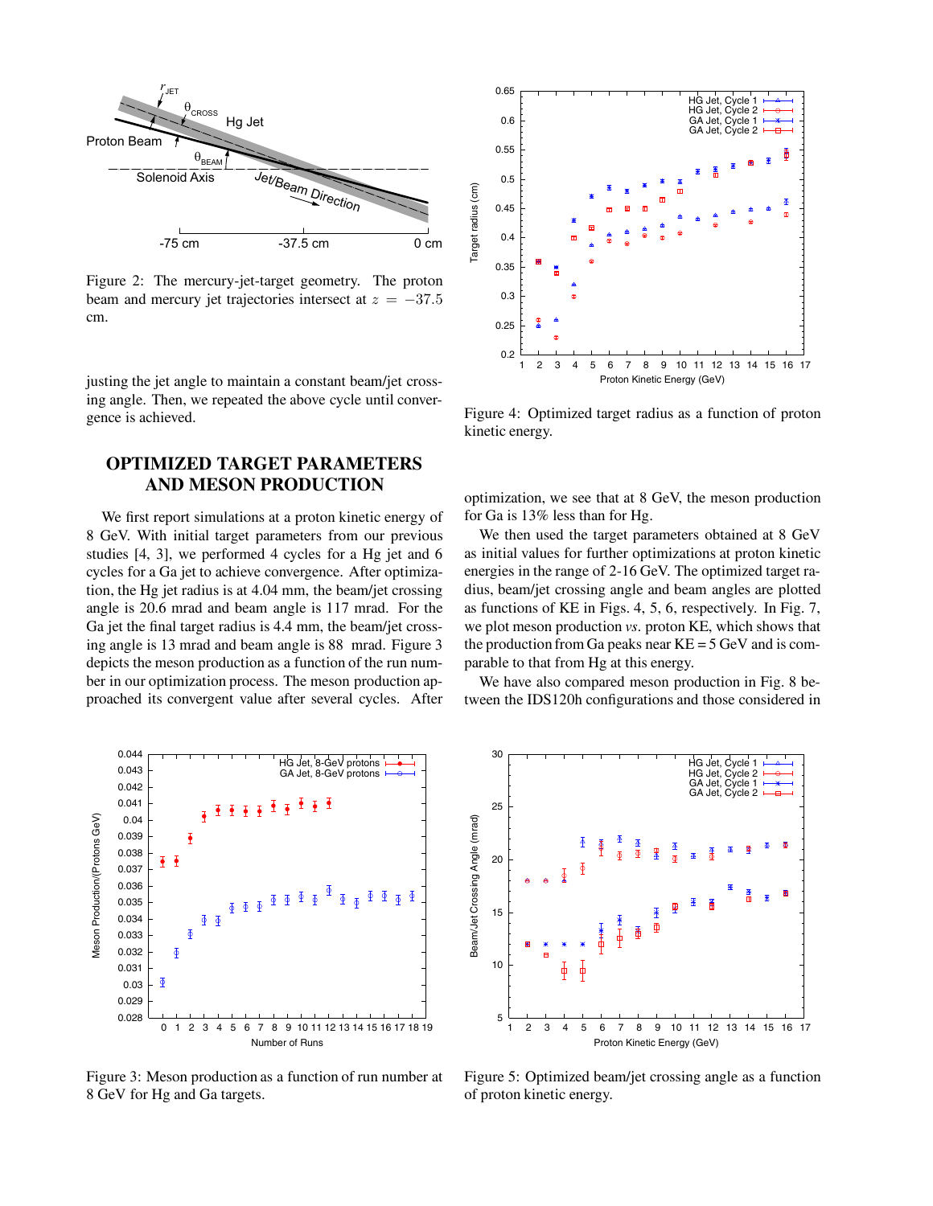Figure 2: The mercury-jet-target geometry. The proton beam and mercury jet trajectories intersect at $z = -37.5$ cm.

justing the jet angle to maintain a constant beam/jet crossing angle. Then, we repeated the above cycle until convergence is achieved.

## OPTIMIZED TARGET PARAMETERS AND MESON PRODUCTION

We first report simulations at a proton kinetic energy of 8 GeV. With initial target parameters from our previous studies [4, 3], we performed 4 cycles for a Hg jet and 6 cycles for a Ga jet to achieve convergence. After optimization, the Hg jet radius is at 4.04 mm, the beam/jet crossing angle is 20.6 mrad and beam angle is 117 mrad. For the Ga jet the final target radius is 4.4 mm, the beam/jet crossing angle is 13 mrad and beam angle is 88 mrad. Figure 3 depicts the meson production as a function of the run number in our optimization process. The meson production approached its convergent value after several cycles. After optimization, we see that at 8 GeV, the meson production for Ga is 13% less than for Hg.

We then used the target parameters obtained at 8 GeV as initial values for further optimizations at proton kinetic energies in the range of 2-16 GeV. The optimized target radius, beam/jet crossing angle and beam angles are plotted as functions of KE in Figs. 4, 5, 6, respectively. In Fig. 7, we plot meson production *vs.* proton KE, which shows that the production from Ga peaks near KE = 5 GeV and is comparable to that from Hg at this energy.

We have also compared meson production in Fig. 8 between the IDS120h configurations and those considered in

Figure 3: Meson production as a function of run number at 8 GeV for Hg and Ga targets.

Figure 4: Optimized target radius as a function of proton kinetic energy.

Figure 5: Optimized beam/jet crossing angle as a function of proton kinetic energy.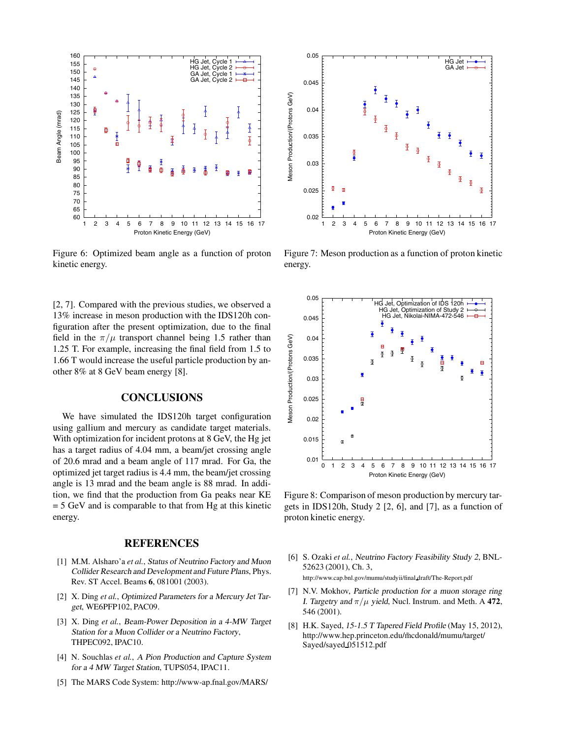160
155
150
145
140
135
130
125
120
115
110
105
100
95
90
85
80
75
70
65
60

Beam Angle (mrad)

1 2 3 4 5 6 7 8 9 10 11 12 13 14 15 16 17

Proton Kinetic Energy (GeV)

HG Jet, Cycle 1
HG Jet, Cycle 2
GA Jet, Cycle 1
GA Jet, Cycle 2

Figure 6: Optimized beam angle as a function of proton kinetic energy.

0.05
0.045
0.04
0.035
0.03
0.025
0.02

Meson Production/(Protons GeV)

1 2 3 4 5 6 7 8 9 10 11 12 13 14 15 16 17

Proton Kinetic Energy (GeV)

HG Jet
GA Jet

Figure 7: Meson production as a function of proton kinetic energy.

[2, 7]. Compared with the previous studies, we observed a 13% increase in meson production with the IDS120h configuration after the present optimization, due to the final field in the $\pi/\mu$ transport channel being 1.5 rather than 1.25 T. For example, increasing the final field from 1.5 to 1.66 T would increase the useful particle production by another 8% at 8 GeV beam energy [8].

## CONCLUSIONS

We have simulated the IDS120h target configuration using gallium and mercury as candidate target materials. With optimization for incident protons at 8 GeV, the Hg jet has a target radius of 4.04 mm, a beam/jet crossing angle of 20.6 mrad and a beam angle of 117 mrad. For Ga, the optimized jet target radius is 4.4 mm, the beam/jet crossing angle is 13 mrad and the beam angle is 88 mrad. In addition, we find that the production from Ga peaks near KE = 5 GeV and is comparable to that from Hg at this kinetic energy.

0.05
0.045
0.04
0.035
0.03
0.025
0.02
0.015
0.01

Meson Production/(Protons GeV)

0 1 2 3 4 5 6 7 8 9 10 11 12 13 14 15 16 17

Proton Kinetic Energy (GeV)

HG Jet, Optimization of IDS 120h
HG Jet, Optimization of Study 2
HG Jet, Nikolai-NIMA-472-546

Figure 8: Comparison of meson production by mercury targets in IDS120h, Study 2 [2, 6], and [7], as a function of proton kinetic energy.

## REFERENCES

[1] M.M. Alsharo'a *et al.*, *Status of Neutrino Factory and Muon Collider Research and Development and Future Plans*, Phys. Rev. ST Accel. Beams **6**, 081001 (2003).

[2] X. Ding *et al.*, *Optimized Parameters for a Mercury Jet Target*, WE6PFP102, PAC09.

[3] X. Ding *et al.*, *Beam-Power Deposition in a 4-MW Target Station for a Muon Collider or a Neutrino Factory*, THPEC092, IPAC10.

[4] N. Souchlas *et al.*, *A Pion Production and Capture System for a 4 MW Target Station*, TUPS054, IPAC11.

[5] The MARS Code System: http://www-ap.fnal.gov/MARS/

[6] S. Ozaki *et al.*, *Neutrino Factory Feasibility Study 2*, BNL-52623 (2001), Ch. 3, http://www.cap.bnl.gov/mumu/studyii/final_draft/The-Report.pdf

[7] N.V. Mokhov, *Particle production for a muon storage ring I. Targetry and $\pi/\mu$ yield*, Nucl. Instrum. and Meth. A **472**, 546 (2001).

[8] H.K. Sayed, *15-1.5 T Tapered Field Profile* (May 15, 2012), http://www.hep.princeton.edu/~mcdonald/mumu/target/Sayed/sayed_051512.pdf